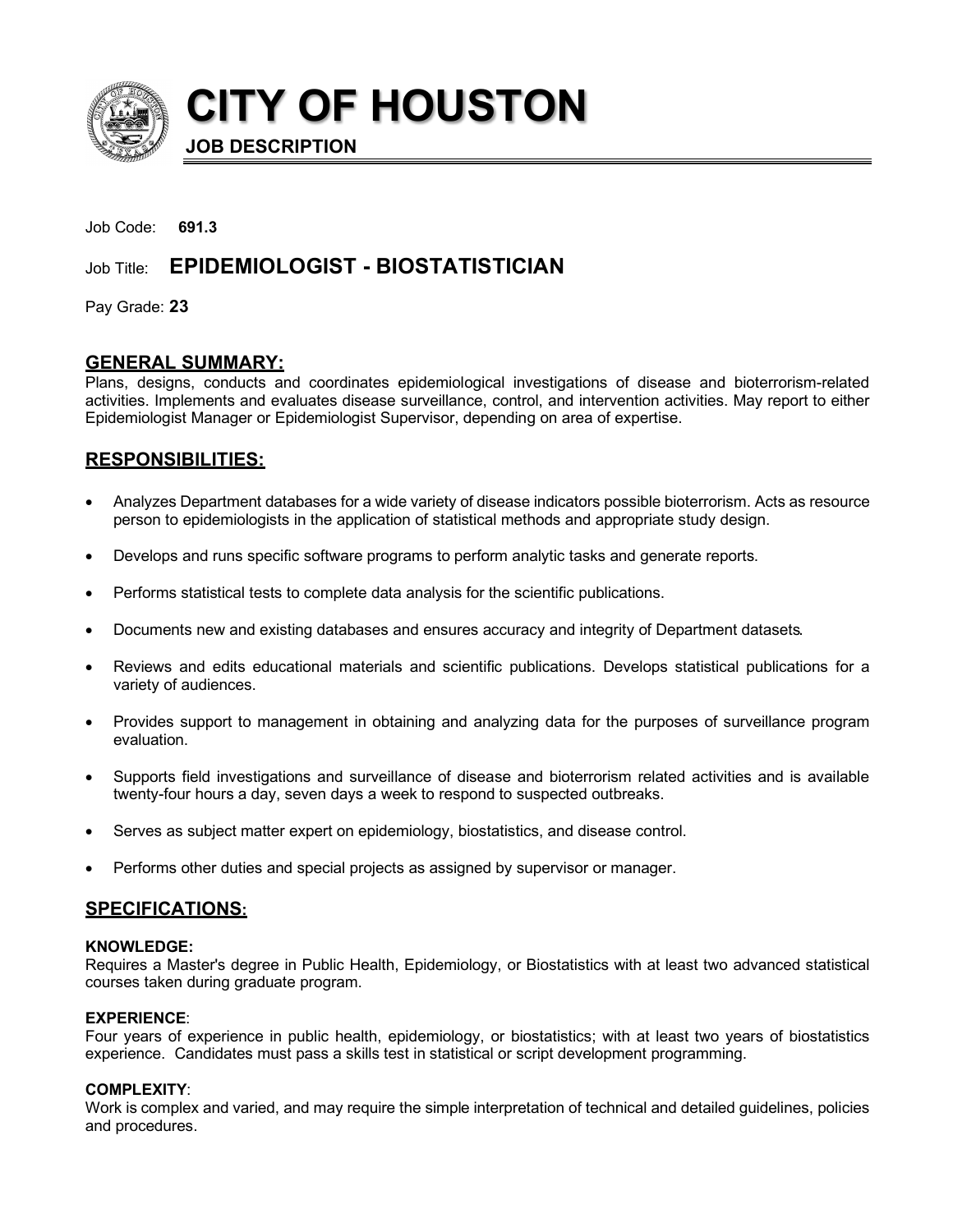# CITY OF HOUSTON

**JOB DESCRIPTION**

Job Code: **691.3**

Job Title: **EPIDEMIOLOGIST - BIOSTATISTICIAN**

Pay Grade: **23**

## GENERAL SUMMARY:

Plans, designs, conducts and coordinates epidemiological investigations of disease and bioterrorism-related activities. Implements and evaluates disease surveillance, control, and intervention activities. May report to either Epidemiologist Manager or Epidemiologist Supervisor, depending on area of expertise.

## RESPONSIBILITIES:

- Analyzes Department databases for a wide variety of disease indicators possible bioterrorism. Acts as resource person to epidemiologists in the application of statistical methods and appropriate study design.
- Develops and runs specific software programs to perform analytic tasks and generate reports.
- Performs statistical tests to complete data analysis for the scientific publications.
- Documents new and existing databases and ensures accuracy and integrity of Department datasets.
- Reviews and edits educational materials and scientific publications. Develops statistical publications for a variety of audiences.
- Provides support to management in obtaining and analyzing data for the purposes of surveillance program evaluation.
- Supports field investigations and surveillance of disease and bioterrorism related activities and is available twenty-four hours a day, seven days a week to respond to suspected outbreaks.
- Serves as subject matter expert on epidemiology, biostatistics, and disease control.
- Performs other duties and special projects as assigned by supervisor or manager.

## SPECIFICATIONS:

**KNOWLEDGE:**
Requires a Master's degree in Public Health, Epidemiology, or Biostatistics with at least two advanced statistical courses taken during graduate program.

**EXPERIENCE**:
Four years of experience in public health, epidemiology, or biostatistics; with at least two years of biostatistics experience. Candidates must pass a skills test in statistical or script development programming.

**COMPLEXITY**:
Work is complex and varied, and may require the simple interpretation of technical and detailed guidelines, policies and procedures.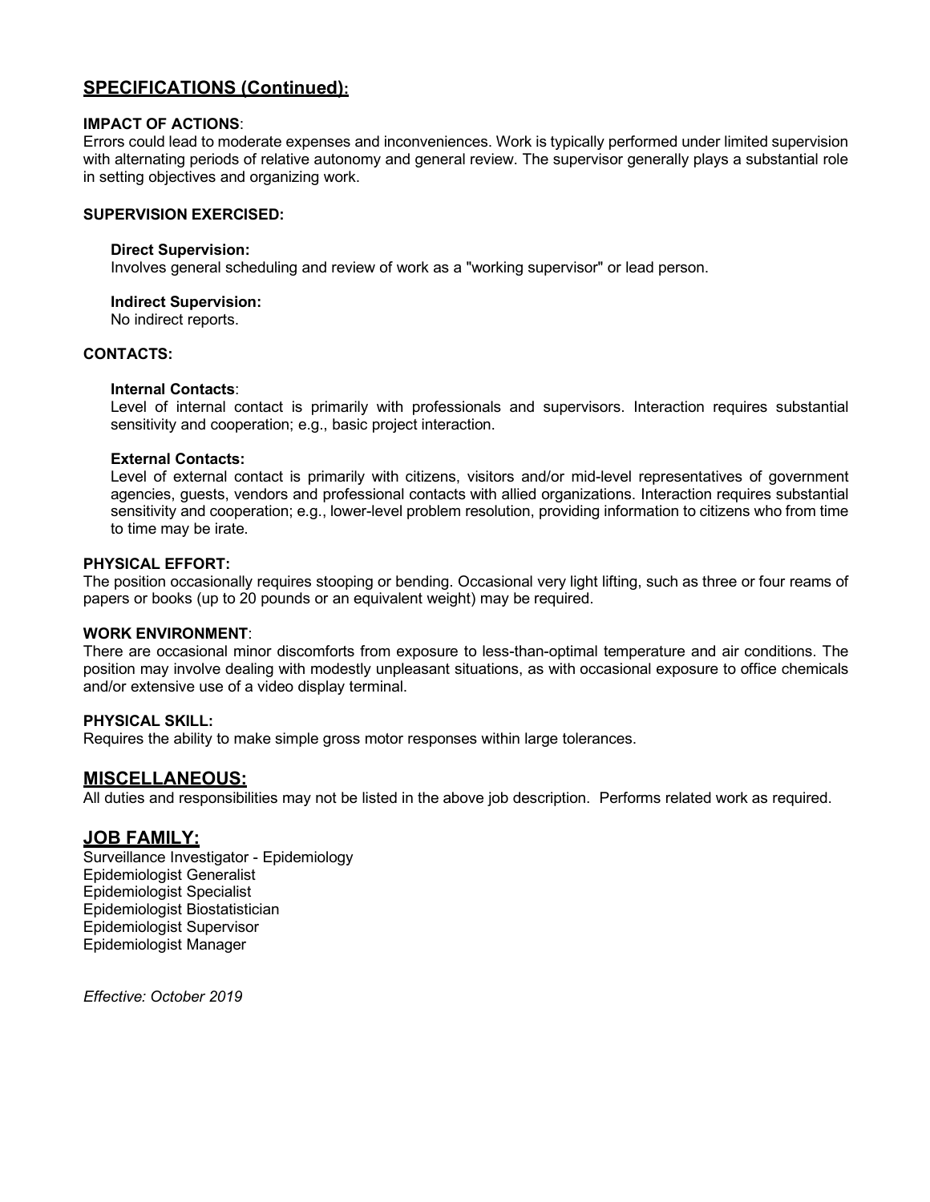## SPECIFICATIONS (Continued):

**IMPACT OF ACTIONS**:
Errors could lead to moderate expenses and inconveniences. Work is typically performed under limited supervision with alternating periods of relative autonomy and general review. The supervisor generally plays a substantial role in setting objectives and organizing work.

**SUPERVISION EXERCISED:**

**Direct Supervision:**
Involves general scheduling and review of work as a "working supervisor" or lead person.

**Indirect Supervision:**
No indirect reports.

**CONTACTS:**

**Internal Contacts**:
Level of internal contact is primarily with professionals and supervisors. Interaction requires substantial sensitivity and cooperation; e.g., basic project interaction.

**External Contacts:**
Level of external contact is primarily with citizens, visitors and/or mid-level representatives of government agencies, guests, vendors and professional contacts with allied organizations. Interaction requires substantial sensitivity and cooperation; e.g., lower-level problem resolution, providing information to citizens who from time to time may be irate.

**PHYSICAL EFFORT:**
The position occasionally requires stooping or bending. Occasional very light lifting, such as three or four reams of papers or books (up to 20 pounds or an equivalent weight) may be required.

**WORK ENVIRONMENT**:
There are occasional minor discomforts from exposure to less-than-optimal temperature and air conditions. The position may involve dealing with modestly unpleasant situations, as with occasional exposure to office chemicals and/or extensive use of a video display terminal.

**PHYSICAL SKILL:**
Requires the ability to make simple gross motor responses within large tolerances.

## MISCELLANEOUS:

All duties and responsibilities may not be listed in the above job description. Performs related work as required.

## JOB FAMILY:

Surveillance Investigator - Epidemiology
Epidemiologist Generalist
Epidemiologist Specialist
Epidemiologist Biostatistician
Epidemiologist Supervisor
Epidemiologist Manager

*Effective: October 2019*